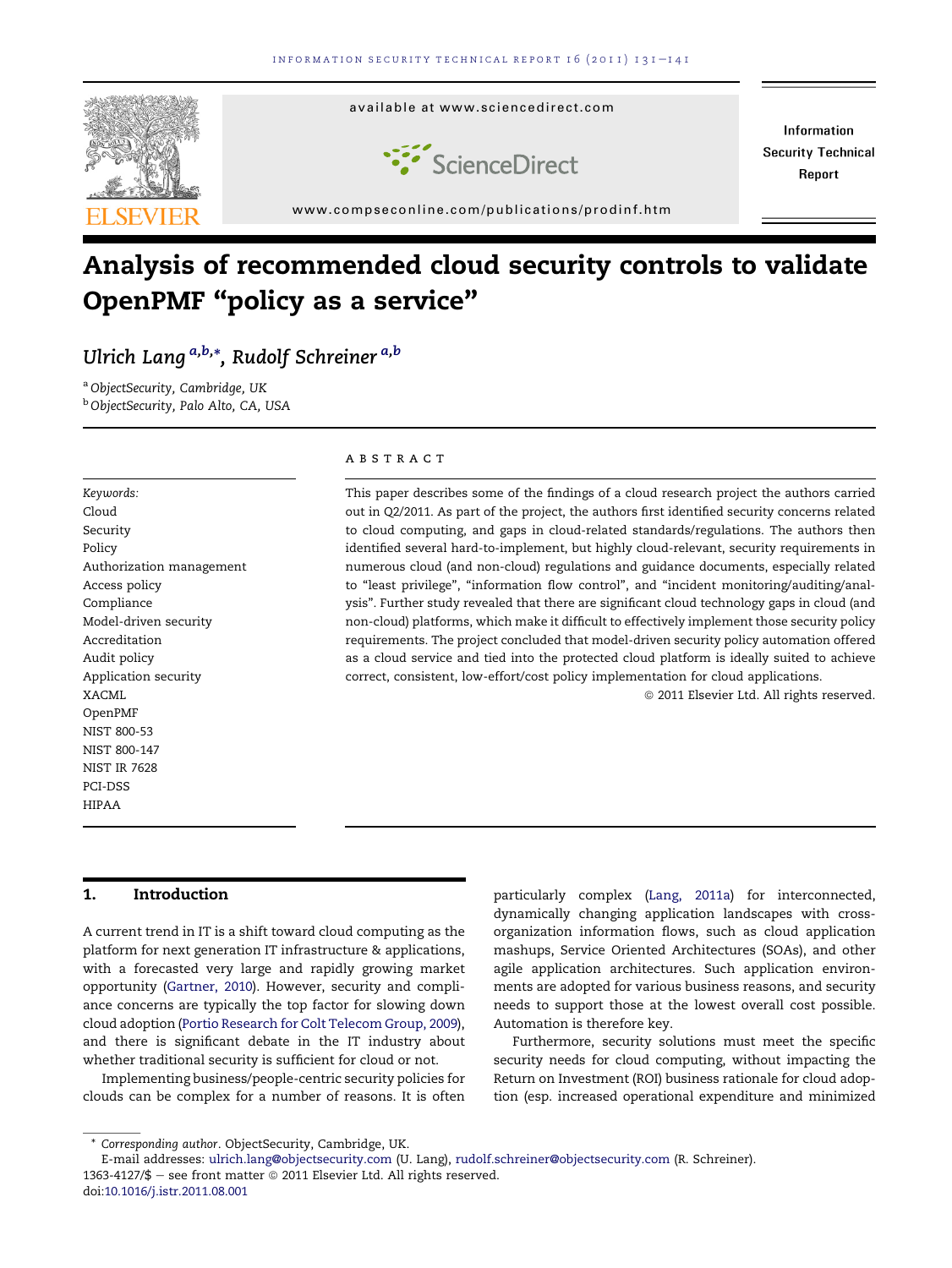# Analysis of recommended cloud security controls to validate OpenPMF "policy as a service"

Ulrich Lang [a,b,*], Rudolf Schreiner [a,b]

[a] ObjectSecurity, Cambridge, UK

[b] ObjectSecurity, Palo Alto, CA, USA

**Keywords:**
Cloud
Security
Policy
Authorization management
Access policy
Compliance
Model-driven security
Accreditation
Audit policy
Application security
XACML
OpenPMF
NIST 800-53
NIST 800-147
NIST IR 7628
PCI-DSS
HIPAA

## ABSTRACT

This paper describes some of the findings of a cloud research project the authors carried out in Q2/2011. As part of the project, the authors first identified security concerns related to cloud computing, and gaps in cloud-related standards/regulations. The authors then identified several hard-to-implement, but highly cloud-relevant, security requirements in numerous cloud (and non-cloud) regulations and guidance documents, especially related to "least privilege", "information flow control", and "incident monitoring/auditing/analysis". Further study revealed that there are significant cloud technology gaps in cloud (and non-cloud) platforms, which make it difficult to effectively implement those security policy requirements. The project concluded that model-driven security policy automation offered as a cloud service and tied into the protected cloud platform is ideally suited to achieve correct, consistent, low-effort/cost policy implementation for cloud applications.

© 2011 Elsevier Ltd. All rights reserved.

## 1. Introduction

A current trend in IT is a shift toward cloud computing as the platform for next generation IT infrastructure & applications, with a forecasted very large and rapidly growing market opportunity (Gartner, 2010). However, security and compliance concerns are typically the top factor for slowing down cloud adoption (Portio Research for Colt Telecom Group, 2009), and there is significant debate in the IT industry about whether traditional security is sufficient for cloud or not.

Implementing business/people-centric security policies for clouds can be complex for a number of reasons. It is often particularly complex (Lang, 2011a) for interconnected, dynamically changing application landscapes with cross-organization information flows, such as cloud application mashups, Service Oriented Architectures (SOAs), and other agile application architectures. Such application environments are adopted for various business reasons, and security needs to support those at the lowest overall cost possible. Automation is therefore key.

Furthermore, security solutions must meet the specific security needs for cloud computing, without impacting the Return on Investment (ROI) business rationale for cloud adoption (esp. increased operational expenditure and minimized

\* Corresponding author. ObjectSecurity, Cambridge, UK.
E-mail addresses: ulrich.lang@objectsecurity.com (U. Lang), rudolf.schreiner@objectsecurity.com (R. Schreiner).
1363-4127/$ – see front matter © 2011 Elsevier Ltd. All rights reserved.
doi:10.1016/j.istr.2011.08.001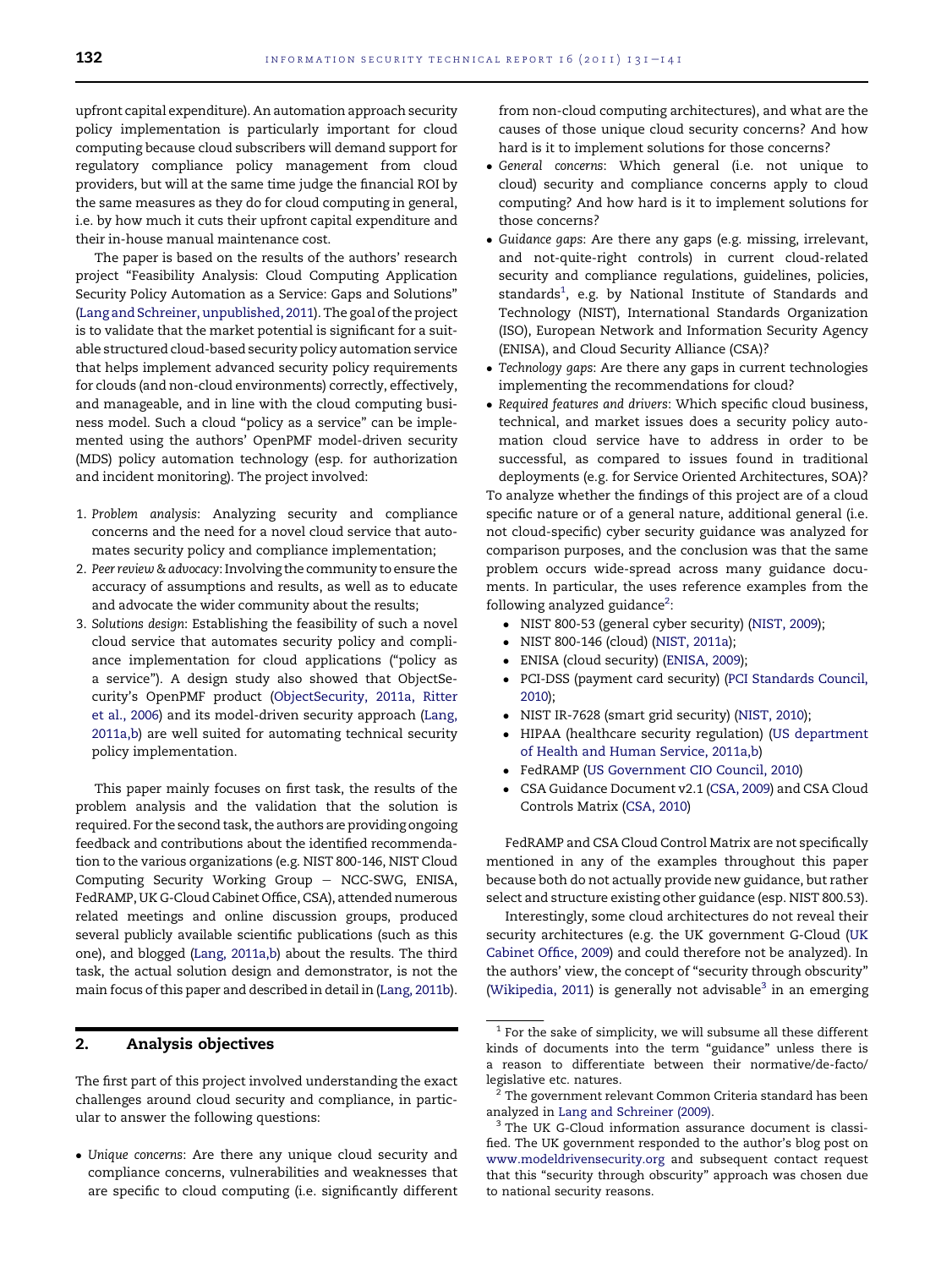upfront capital expenditure). An automation approach security policy implementation is particularly important for cloud computing because cloud subscribers will demand support for regulatory compliance policy management from cloud providers, but will at the same time judge the financial ROI by the same measures as they do for cloud computing in general, i.e. by how much it cuts their upfront capital expenditure and their in-house manual maintenance cost.

The paper is based on the results of the authors' research project "Feasibility Analysis: Cloud Computing Application Security Policy Automation as a Service: Gaps and Solutions" (Lang and Schreiner, unpublished, 2011). The goal of the project is to validate that the market potential is significant for a suitable structured cloud-based security policy automation service that helps implement advanced security policy requirements for clouds (and non-cloud environments) correctly, effectively, and manageable, and in line with the cloud computing business model. Such a cloud "policy as a service" can be implemented using the authors' OpenPMF model-driven security (MDS) policy automation technology (esp. for authorization and incident monitoring). The project involved:

1. *Problem analysis*: Analyzing security and compliance concerns and the need for a novel cloud service that automates security policy and compliance implementation;
2. *Peer review & advocacy*: Involving the community to ensure the accuracy of assumptions and results, as well as to educate and advocate the wider community about the results;
3. *Solutions design*: Establishing the feasibility of such a novel cloud service that automates security policy and compliance implementation for cloud applications ("policy as a service"). A design study also showed that ObjectSecurity's OpenPMF product (ObjectSecurity, 2011a, Ritter et al., 2006) and its model-driven security approach (Lang, 2011a,b) are well suited for automating technical security policy implementation.

This paper mainly focuses on first task, the results of the problem analysis and the validation that the solution is required. For the second task, the authors are providing ongoing feedback and contributions about the identified recommendation to the various organizations (e.g. NIST 800-146, NIST Cloud Computing Security Working Group – NCC-SWG, ENISA, FedRAMP, UK G-Cloud Cabinet Office, CSA), attended numerous related meetings and online discussion groups, produced several publicly available scientific publications (such as this one), and blogged (Lang, 2011a,b) about the results. The third task, the actual solution design and demonstrator, is not the main focus of this paper and described in detail in (Lang, 2011b).

## 2. Analysis objectives

The first part of this project involved understanding the exact challenges around cloud security and compliance, in particular to answer the following questions:

- *Unique concerns*: Are there any unique cloud security and compliance concerns, vulnerabilities and weaknesses that are specific to cloud computing (i.e. significantly different from non-cloud computing architectures), and what are the causes of those unique cloud security concerns? And how hard is it to implement solutions for those concerns?
- *General concerns*: Which general (i.e. not unique to cloud) security and compliance concerns apply to cloud computing? And how hard is it to implement solutions for those concerns?
- *Guidance gaps*: Are there any gaps (e.g. missing, irrelevant, and not-quite-right controls) in current cloud-related security and compliance regulations, guidelines, policies, standards[1], e.g. by National Institute of Standards and Technology (NIST), International Standards Organization (ISO), European Network and Information Security Agency (ENISA), and Cloud Security Alliance (CSA)?
- *Technology gaps*: Are there any gaps in current technologies implementing the recommendations for cloud?
- *Required features and drivers*: Which specific cloud business, technical, and market issues does a security policy automation cloud service have to address in order to be successful, as compared to issues found in traditional deployments (e.g. for Service Oriented Architectures, SOA)?

To analyze whether the findings of this project are of a cloud specific nature or of a general nature, additional general (i.e. not cloud-specific) cyber security guidance was analyzed for comparison purposes, and the conclusion was that the same problem occurs wide-spread across many guidance documents. In particular, the uses reference examples from the following analyzed guidance[2]:

- NIST 800-53 (general cyber security) (NIST, 2009);
- NIST 800-146 (cloud) (NIST, 2011a);
- ENISA (cloud security) (ENISA, 2009);
- PCI-DSS (payment card security) (PCI Standards Council, 2010);
- NIST IR-7628 (smart grid security) (NIST, 2010);
- HIPAA (healthcare security regulation) (US department of Health and Human Service, 2011a,b)
- FedRAMP (US Government CIO Council, 2010)
- CSA Guidance Document v2.1 (CSA, 2009) and CSA Cloud Controls Matrix (CSA, 2010)

FedRAMP and CSA Cloud Control Matrix are not specifically mentioned in any of the examples throughout this paper because both do not actually provide new guidance, but rather select and structure existing other guidance (esp. NIST 800.53).

Interestingly, some cloud architectures do not reveal their security architectures (e.g. the UK government G-Cloud (UK Cabinet Office, 2009) and could therefore not be analyzed). In the authors' view, the concept of "security through obscurity" (Wikipedia, 2011) is generally not advisable[3] in an emerging

---

[1] For the sake of simplicity, we will subsume all these different kinds of documents into the term "guidance" unless there is a reason to differentiate between their normative/de-facto/legislative etc. natures.

[2] The government relevant Common Criteria standard has been analyzed in Lang and Schreiner (2009).

[3] The UK G-Cloud information assurance document is classified. The UK government responded to the author's blog post on www.modeldrivensecurity.org and subsequent contact request that this "security through obscurity" approach was chosen due to national security reasons.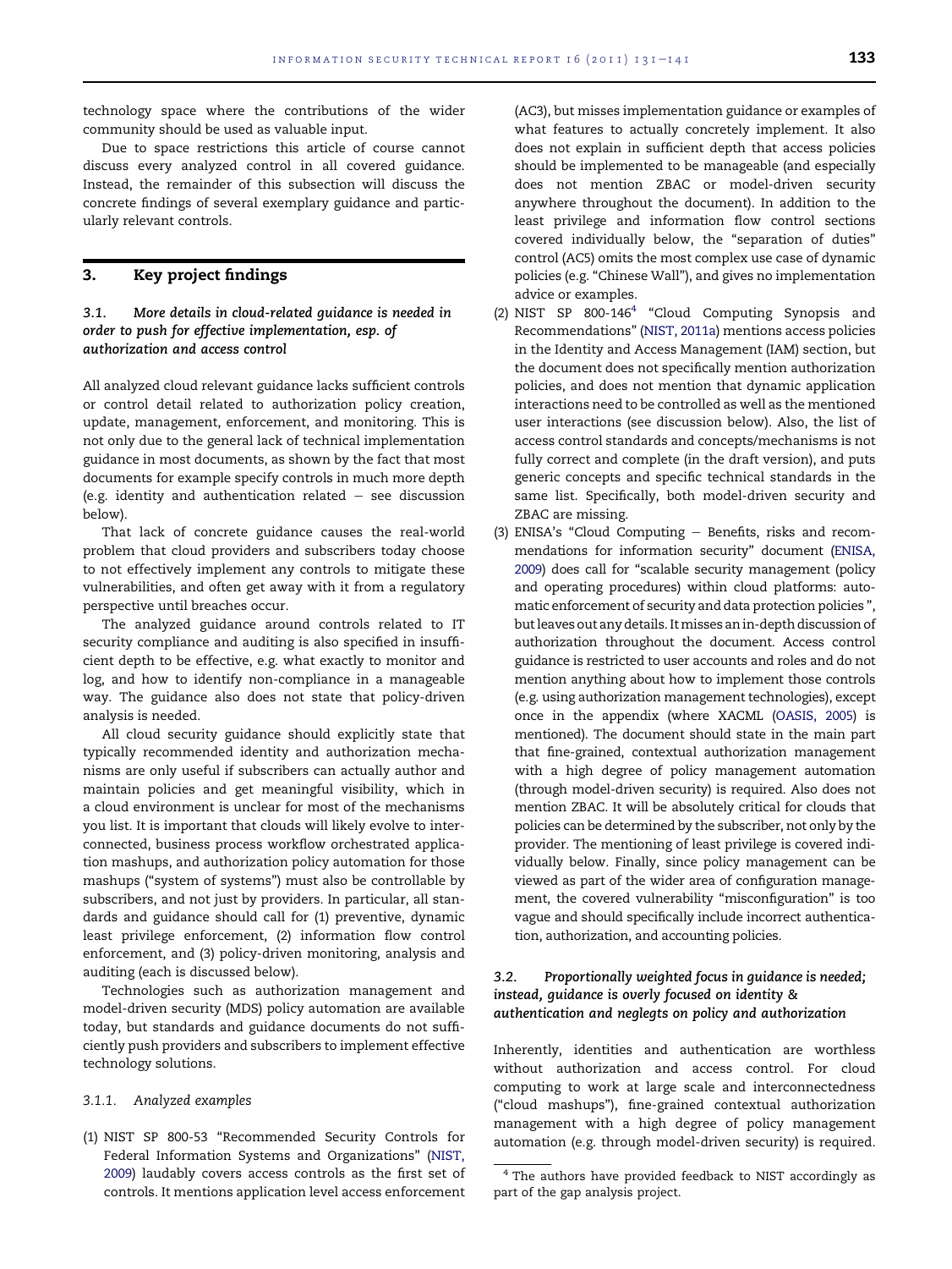technology space where the contributions of the wider community should be used as valuable input.

Due to space restrictions this article of course cannot discuss every analyzed control in all covered guidance. Instead, the remainder of this subsection will discuss the concrete findings of several exemplary guidance and particularly relevant controls.

## 3. Key project findings

### 3.1. More details in cloud-related guidance is needed in order to push for effective implementation, esp. of authorization and access control

All analyzed cloud relevant guidance lacks sufficient controls or control detail related to authorization policy creation, update, management, enforcement, and monitoring. This is not only due to the general lack of technical implementation guidance in most documents, as shown by the fact that most documents for example specify controls in much more depth (e.g. identity and authentication related – see discussion below).

That lack of concrete guidance causes the real-world problem that cloud providers and subscribers today choose to not effectively implement any controls to mitigate these vulnerabilities, and often get away with it from a regulatory perspective until breaches occur.

The analyzed guidance around controls related to IT security compliance and auditing is also specified in insufficient depth to be effective, e.g. what exactly to monitor and log, and how to identify non-compliance in a manageable way. The guidance also does not state that policy-driven analysis is needed.

All cloud security guidance should explicitly state that typically recommended identity and authorization mechanisms are only useful if subscribers can actually author and maintain policies and get meaningful visibility, which in a cloud environment is unclear for most of the mechanisms you list. It is important that clouds will likely evolve to interconnected, business process workflow orchestrated application mashups, and authorization policy automation for those mashups ("system of systems") must also be controllable by subscribers, and not just by providers. In particular, all standards and guidance should call for (1) preventive, dynamic least privilege enforcement, (2) information flow control enforcement, and (3) policy-driven monitoring, analysis and auditing (each is discussed below).

Technologies such as authorization management and model-driven security (MDS) policy automation are available today, but standards and guidance documents do not sufficiently push providers and subscribers to implement effective technology solutions.

#### 3.1.1. Analyzed examples

(1) NIST SP 800-53 "Recommended Security Controls for Federal Information Systems and Organizations" (NIST, 2009) laudably covers access controls as the first set of controls. It mentions application level access enforcement (AC3), but misses implementation guidance or examples of what features to actually concretely implement. It also does not explain in sufficient depth that access policies should be implemented to be manageable (and especially does not mention ZBAC or model-driven security anywhere throughout the document). In addition to the least privilege and information flow control sections covered individually below, the "separation of duties" control (AC5) omits the most complex use case of dynamic policies (e.g. "Chinese Wall"), and gives no implementation advice or examples.

(2) NIST SP 800-146[4] "Cloud Computing Synopsis and Recommendations" (NIST, 2011a) mentions access policies in the Identity and Access Management (IAM) section, but the document does not specifically mention authorization policies, and does not mention that dynamic application interactions need to be controlled as well as the mentioned user interactions (see discussion below). Also, the list of access control standards and concepts/mechanisms is not fully correct and complete (in the draft version), and puts generic concepts and specific technical standards in the same list. Specifically, both model-driven security and ZBAC are missing.

(3) ENISA's "Cloud Computing – Benefits, risks and recommendations for information security" document (ENISA, 2009) does call for "scalable security management (policy and operating procedures) within cloud platforms: automatic enforcement of security and data protection policies", but leaves out any details. It misses an in-depth discussion of authorization throughout the document. Access control guidance is restricted to user accounts and roles and do not mention anything about how to implement those controls (e.g. using authorization management technologies), except once in the appendix (where XACML (OASIS, 2005) is mentioned). The document should state in the main part that fine-grained, contextual authorization management with a high degree of policy management automation (through model-driven security) is required. Also does not mention ZBAC. It will be absolutely critical for clouds that policies can be determined by the subscriber, not only by the provider. The mentioning of least privilege is covered individually below. Finally, since policy management can be viewed as part of the wider area of configuration management, the covered vulnerability "misconfiguration" is too vague and should specifically include incorrect authentication, authorization, and accounting policies.

### 3.2. Proportionally weighted focus in guidance is needed; instead, guidance is overly focused on identity & authentication and neglegts on policy and authorization

Inherently, identities and authentication are worthless without authorization and access control. For cloud computing to work at large scale and interconnectedness ("cloud mashups"), fine-grained contextual authorization management with a high degree of policy management automation (e.g. through model-driven security) is required.

[4] The authors have provided feedback to NIST accordingly as part of the gap analysis project.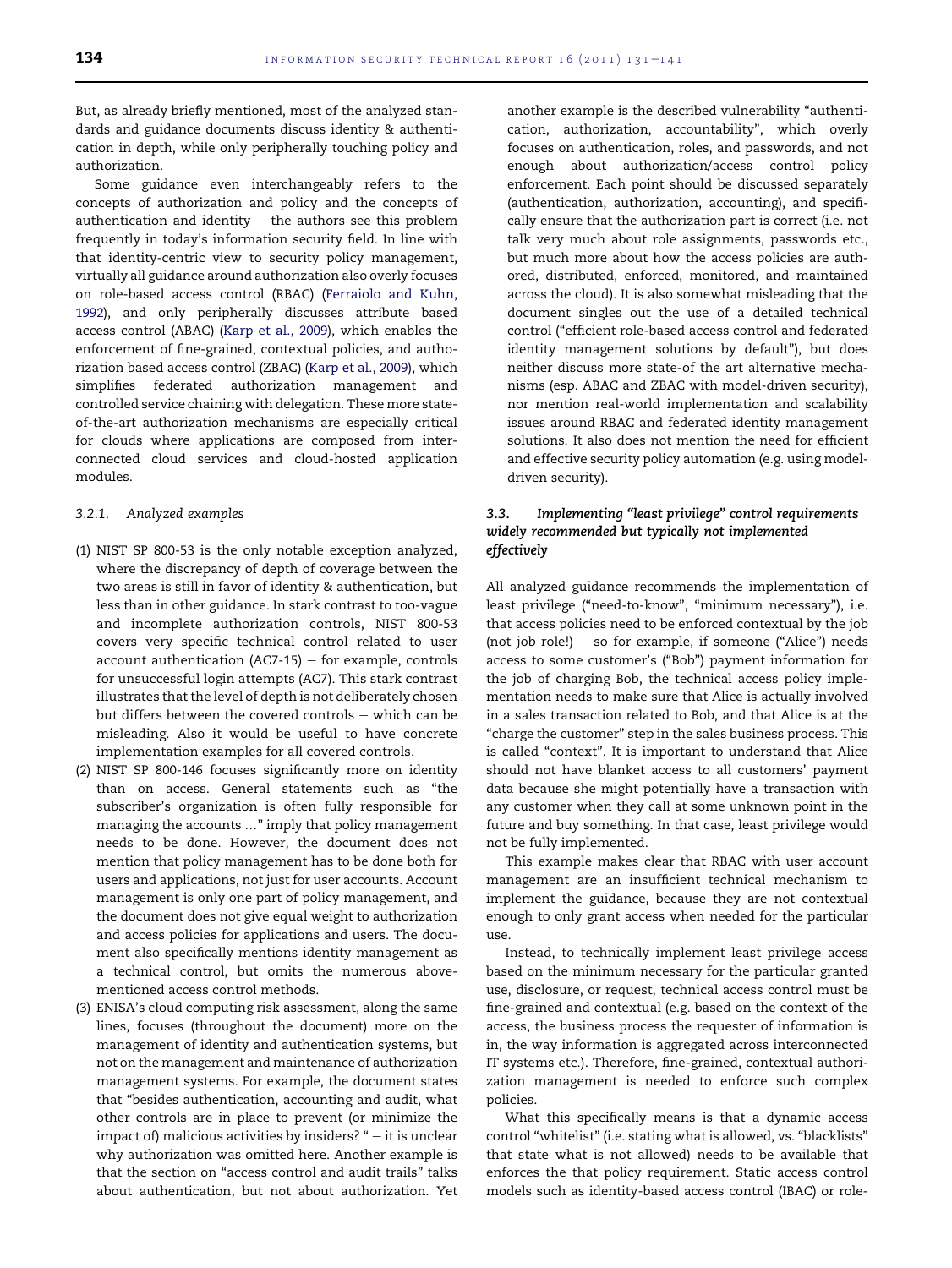But, as already briefly mentioned, most of the analyzed standards and guidance documents discuss identity & authentication in depth, while only peripherally touching policy and authorization.

Some guidance even interchangeably refers to the concepts of authorization and policy and the concepts of authentication and identity – the authors see this problem frequently in today's information security field. In line with that identity-centric view to security policy management, virtually all guidance around authorization also overly focuses on role-based access control (RBAC) (Ferraiolo and Kuhn, 1992), and only peripherally discusses attribute based access control (ABAC) (Karp et al., 2009), which enables the enforcement of fine-grained, contextual policies, and authorization based access control (ZBAC) (Karp et al., 2009), which simplifies federated authorization management and controlled service chaining with delegation. These more state-of-the-art authorization mechanisms are especially critical for clouds where applications are composed from interconnected cloud services and cloud-hosted application modules.

#### 3.2.1. Analyzed examples

(1) NIST SP 800-53 is the only notable exception analyzed, where the discrepancy of depth of coverage between the two areas is still in favor of identity & authentication, but less than in other guidance. In stark contrast to too-vague and incomplete authorization controls, NIST 800-53 covers very specific technical control related to user account authentication (AC7-15) – for example, controls for unsuccessful login attempts (AC7). This stark contrast illustrates that the level of depth is not deliberately chosen but differs between the covered controls – which can be misleading. Also it would be useful to have concrete implementation examples for all covered controls.

(2) NIST SP 800-146 focuses significantly more on identity than on access. General statements such as "the subscriber's organization is often fully responsible for managing the accounts ..." imply that policy management needs to be done. However, the document does not mention that policy management has to be done both for users and applications, not just for user accounts. Account management is only one part of policy management, and the document does not give equal weight to authorization and access policies for applications and users. The document also specifically mentions identity management as a technical control, but omits the numerous above-mentioned access control methods.

(3) ENISA's cloud computing risk assessment, along the same lines, focuses (throughout the document) more on the management of identity and authentication systems, but not on the management and maintenance of authorization management systems. For example, the document states that "besides authentication, accounting and audit, what other controls are in place to prevent (or minimize the impact of) malicious activities by insiders? " – it is unclear why authorization was omitted here. Another example is that the section on "access control and audit trails" talks about authentication, but not about authorization. Yet another example is the described vulnerability "authentication, authorization, accountability", which overly focuses on authentication, roles, and passwords, and not enough about authorization/access control policy enforcement. Each point should be discussed separately (authentication, authorization, accounting), and specifically ensure that the authorization part is correct (i.e. not talk very much about role assignments, passwords etc., but much more about how the access policies are authored, distributed, enforced, monitored, and maintained across the cloud). It is also somewhat misleading that the document singles out the use of a detailed technical control ("efficient role-based access control and federated identity management solutions by default"), but does neither discuss more state-of the art alternative mechanisms (esp. ABAC and ZBAC with model-driven security), nor mention real-world implementation and scalability issues around RBAC and federated identity management solutions. It also does not mention the need for efficient and effective security policy automation (e.g. using model-driven security).

### 3.3. Implementing "least privilege" control requirements widely recommended but typically not implemented effectively

All analyzed guidance recommends the implementation of least privilege ("need-to-know", "minimum necessary"), i.e. that access policies need to be enforced contextual by the job (not job role!) – so for example, if someone ("Alice") needs access to some customer's ("Bob") payment information for the job of charging Bob, the technical access policy implementation needs to make sure that Alice is actually involved in a sales transaction related to Bob, and that Alice is at the "charge the customer" step in the sales business process. This is called "context". It is important to understand that Alice should not have blanket access to all customers' payment data because she might potentially have a transaction with any customer when they call at some unknown point in the future and buy something. In that case, least privilege would not be fully implemented.

This example makes clear that RBAC with user account management are an insufficient technical mechanism to implement the guidance, because they are not contextual enough to only grant access when needed for the particular use.

Instead, to technically implement least privilege access based on the minimum necessary for the particular granted use, disclosure, or request, technical access control must be fine-grained and contextual (e.g. based on the context of the access, the business process the requester of information is in, the way information is aggregated across interconnected IT systems etc.). Therefore, fine-grained, contextual authorization management is needed to enforce such complex policies.

What this specifically means is that a dynamic access control "whitelist" (i.e. stating what is allowed, vs. "blacklists" that state what is not allowed) needs to be available that enforces the that policy requirement. Static access control models such as identity-based access control (IBAC) or role-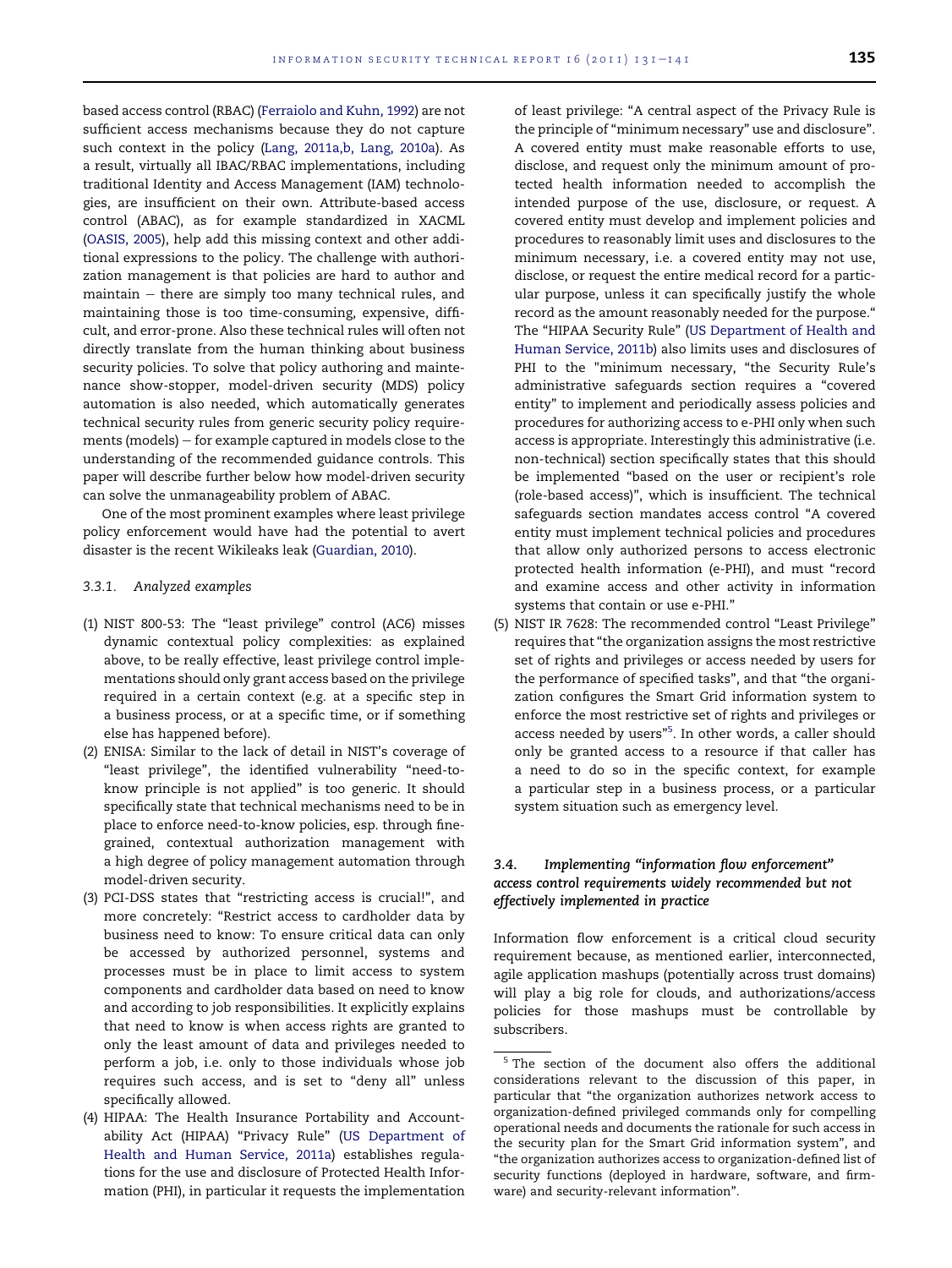based access control (RBAC) (Ferraiolo and Kuhn, 1992) are not sufficient access mechanisms because they do not capture such context in the policy (Lang, 2011a,b, Lang, 2010a). As a result, virtually all IBAC/RBAC implementations, including traditional Identity and Access Management (IAM) technologies, are insufficient on their own. Attribute-based access control (ABAC), as for example standardized in XACML (OASIS, 2005), help add this missing context and other additional expressions to the policy. The challenge with authorization management is that policies are hard to author and maintain – there are simply too many technical rules, and maintaining those is too time-consuming, expensive, difficult, and error-prone. Also these technical rules will often not directly translate from the human thinking about business security policies. To solve that policy authoring and maintenance show-stopper, model-driven security (MDS) policy automation is also needed, which automatically generates technical security rules from generic security policy requirements (models) – for example captured in models close to the understanding of the recommended guidance controls. This paper will describe further below how model-driven security can solve the unmanageability problem of ABAC.

One of the most prominent examples where least privilege policy enforcement would have had the potential to avert disaster is the recent Wikileaks leak (Guardian, 2010).

#### 3.3.1. Analyzed examples

(1) NIST 800-53: The "least privilege" control (AC6) misses dynamic contextual policy complexities: as explained above, to be really effective, least privilege control implementations should only grant access based on the privilege required in a certain context (e.g. at a specific step in a business process, or at a specific time, or if something else has happened before).
(2) ENISA: Similar to the lack of detail in NIST's coverage of "least privilege", the identified vulnerability "need-to-know principle is not applied" is too generic. It should specifically state that technical mechanisms need to be in place to enforce need-to-know policies, esp. through fine-grained, contextual authorization management with a high degree of policy management automation through model-driven security.
(3) PCI-DSS states that "restricting access is crucial!", and more concretely: "Restrict access to cardholder data by business need to know: To ensure critical data can only be accessed by authorized personnel, systems and processes must be in place to limit access to system components and cardholder data based on need to know and according to job responsibilities. It explicitly explains that need to know is when access rights are granted to only the least amount of data and privileges needed to perform a job, i.e. only to those individuals whose job requires such access, and is set to "deny all" unless specifically allowed.
(4) HIPAA: The Health Insurance Portability and Accountability Act (HIPAA) "Privacy Rule" (US Department of Health and Human Service, 2011a) establishes regulations for the use and disclosure of Protected Health Information (PHI), in particular it requests the implementation of least privilege: "A central aspect of the Privacy Rule is the principle of "minimum necessary" use and disclosure". A covered entity must make reasonable efforts to use, disclose, and request only the minimum amount of protected health information needed to accomplish the intended purpose of the use, disclosure, or request. A covered entity must develop and implement policies and procedures to reasonably limit uses and disclosures to the minimum necessary, i.e. a covered entity may not use, disclose, or request the entire medical record for a particular purpose, unless it can specifically justify the whole record as the amount reasonably needed for the purpose." The "HIPAA Security Rule" (US Department of Health and Human Service, 2011b) also limits uses and disclosures of PHI to the "minimum necessary, "the Security Rule's administrative safeguards section requires a "covered entity" to implement and periodically assess policies and procedures for authorizing access to e-PHI only when such access is appropriate. Interestingly this administrative (i.e. non-technical) section specifically states that this should be implemented "based on the user or recipient's role (role-based access)", which is insufficient. The technical safeguards section mandates access control "A covered entity must implement technical policies and procedures that allow only authorized persons to access electronic protected health information (e-PHI), and must "record and examine access and other activity in information systems that contain or use e-PHI."
(5) NIST IR 7628: The recommended control "Least Privilege" requires that "the organization assigns the most restrictive set of rights and privileges or access needed by users for the performance of specified tasks", and that "the organization configures the Smart Grid information system to enforce the most restrictive set of rights and privileges or access needed by users"[5]. In other words, a caller should only be granted access to a resource if that caller has a need to do so in the specific context, for example a particular step in a business process, or a particular system situation such as emergency level.

### 3.4. *Implementing "information flow enforcement" access control requirements widely recommended but not effectively implemented in practice*

Information flow enforcement is a critical cloud security requirement because, as mentioned earlier, interconnected, agile application mashups (potentially across trust domains) will play a big role for clouds, and authorizations/access policies for those mashups must be controllable by subscribers.

[5] The section of the document also offers the additional considerations relevant to the discussion of this paper, in particular that "the organization authorizes network access to organization-defined privileged commands only for compelling operational needs and documents the rationale for such access in the security plan for the Smart Grid information system", and "the organization authorizes access to organization-defined list of security functions (deployed in hardware, software, and firmware) and security-relevant information".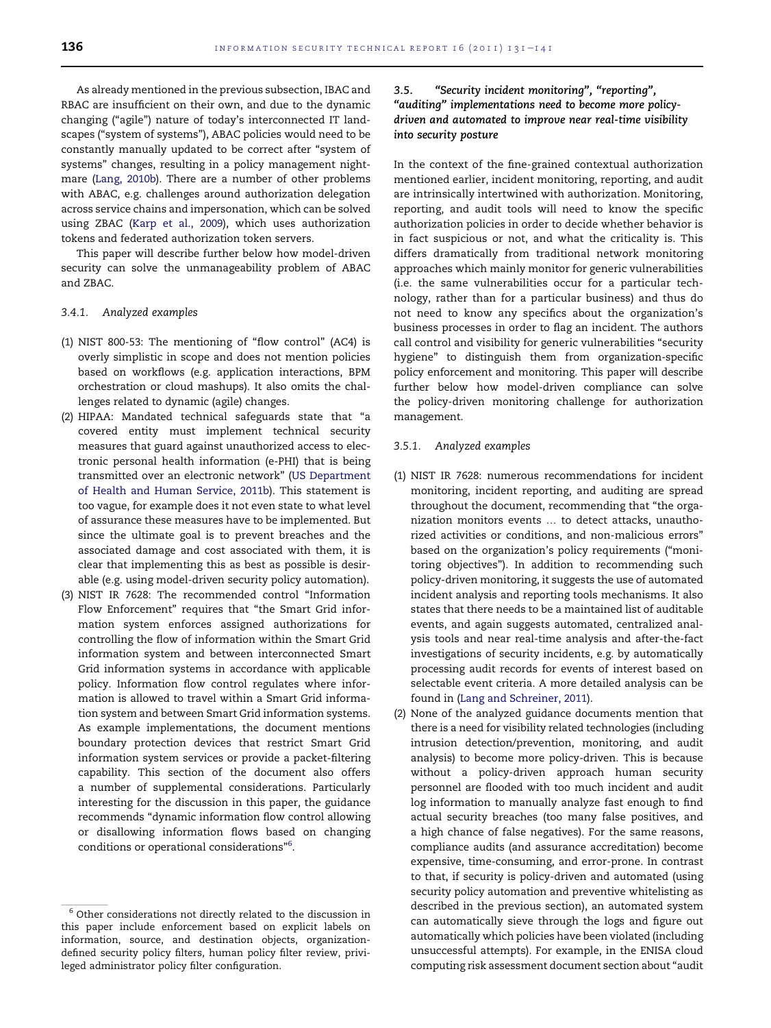As already mentioned in the previous subsection, IBAC and RBAC are insufficient on their own, and due to the dynamic changing ("agile") nature of today's interconnected IT landscapes ("system of systems"), ABAC policies would need to be constantly manually updated to be correct after "system of systems" changes, resulting in a policy management nightmare (Lang, 2010b). There are a number of other problems with ABAC, e.g. challenges around authorization delegation across service chains and impersonation, which can be solved using ZBAC (Karp et al., 2009), which uses authorization tokens and federated authorization token servers.

This paper will describe further below how model-driven security can solve the unmanageability problem of ABAC and ZBAC.

#### 3.4.1. Analyzed examples

(1) NIST 800-53: The mentioning of "flow control" (AC4) is overly simplistic in scope and does not mention policies based on workflows (e.g. application interactions, BPM orchestration or cloud mashups). It also omits the challenges related to dynamic (agile) changes.
(2) HIPAA: Mandated technical safeguards state that "a covered entity must implement technical security measures that guard against unauthorized access to electronic personal health information (e-PHI) that is being transmitted over an electronic network" (US Department of Health and Human Service, 2011b). This statement is too vague, for example does it not even state to what level of assurance these measures have to be implemented. But since the ultimate goal is to prevent breaches and the associated damage and cost associated with them, it is clear that implementing this as best as possible is desirable (e.g. using model-driven security policy automation).
(3) NIST IR 7628: The recommended control "Information Flow Enforcement" requires that "the Smart Grid information system enforces assigned authorizations for controlling the flow of information within the Smart Grid information system and between interconnected Smart Grid information systems in accordance with applicable policy. Information flow control regulates where information is allowed to travel within a Smart Grid information system and between Smart Grid information systems. As example implementations, the document mentions boundary protection devices that restrict Smart Grid information system services or provide a packet-filtering capability. This section of the document also offers a number of supplemental considerations. Particularly interesting for the discussion in this paper, the guidance recommends "dynamic information flow control allowing or disallowing information flows based on changing conditions or operational considerations"[6].

### 3.5. "Security incident monitoring", "reporting", "auditing" implementations need to become more policy-driven and automated to improve near real-time visibility into security posture

In the context of the fine-grained contextual authorization mentioned earlier, incident monitoring, reporting, and audit are intrinsically intertwined with authorization. Monitoring, reporting, and audit tools will need to know the specific authorization policies in order to decide whether behavior is in fact suspicious or not, and what the criticality is. This differs dramatically from traditional network monitoring approaches which mainly monitor for generic vulnerabilities (i.e. the same vulnerabilities occur for a particular technology, rather than for a particular business) and thus do not need to know any specifics about the organization's business processes in order to flag an incident. The authors call control and visibility for generic vulnerabilities "security hygiene" to distinguish them from organization-specific policy enforcement and monitoring. This paper will describe further below how model-driven compliance can solve the policy-driven monitoring challenge for authorization management.

#### 3.5.1. Analyzed examples

(1) NIST IR 7628: numerous recommendations for incident monitoring, incident reporting, and auditing are spread throughout the document, recommending that "the organization monitors events … to detect attacks, unauthorized activities or conditions, and non-malicious errors" based on the organization's policy requirements ("monitoring objectives"). In addition to recommending such policy-driven monitoring, it suggests the use of automated incident analysis and reporting tools mechanisms. It also states that there needs to be a maintained list of auditable events, and again suggests automated, centralized analysis tools and near real-time analysis and after-the-fact investigations of security incidents, e.g. by automatically processing audit records for events of interest based on selectable event criteria. A more detailed analysis can be found in (Lang and Schreiner, 2011).
(2) None of the analyzed guidance documents mention that there is a need for visibility related technologies (including intrusion detection/prevention, monitoring, and audit analysis) to become more policy-driven. This is because without a policy-driven approach human security personnel are flooded with too much incident and audit log information to manually analyze fast enough to find actual security breaches (too many false positives, and a high chance of false negatives). For the same reasons, compliance audits (and assurance accreditation) become expensive, time-consuming, and error-prone. In contrast to that, if security is policy-driven and automated (using security policy automation and preventive whitelisting as described in the previous section), an automated system can automatically sieve through the logs and figure out automatically which policies have been violated (including unsuccessful attempts). For example, in the ENISA cloud computing risk assessment document section about "audit

[6] Other considerations not directly related to the discussion in this paper include enforcement based on explicit labels on information, source, and destination objects, organization-defined security policy filters, human policy filter review, privileged administrator policy filter configuration.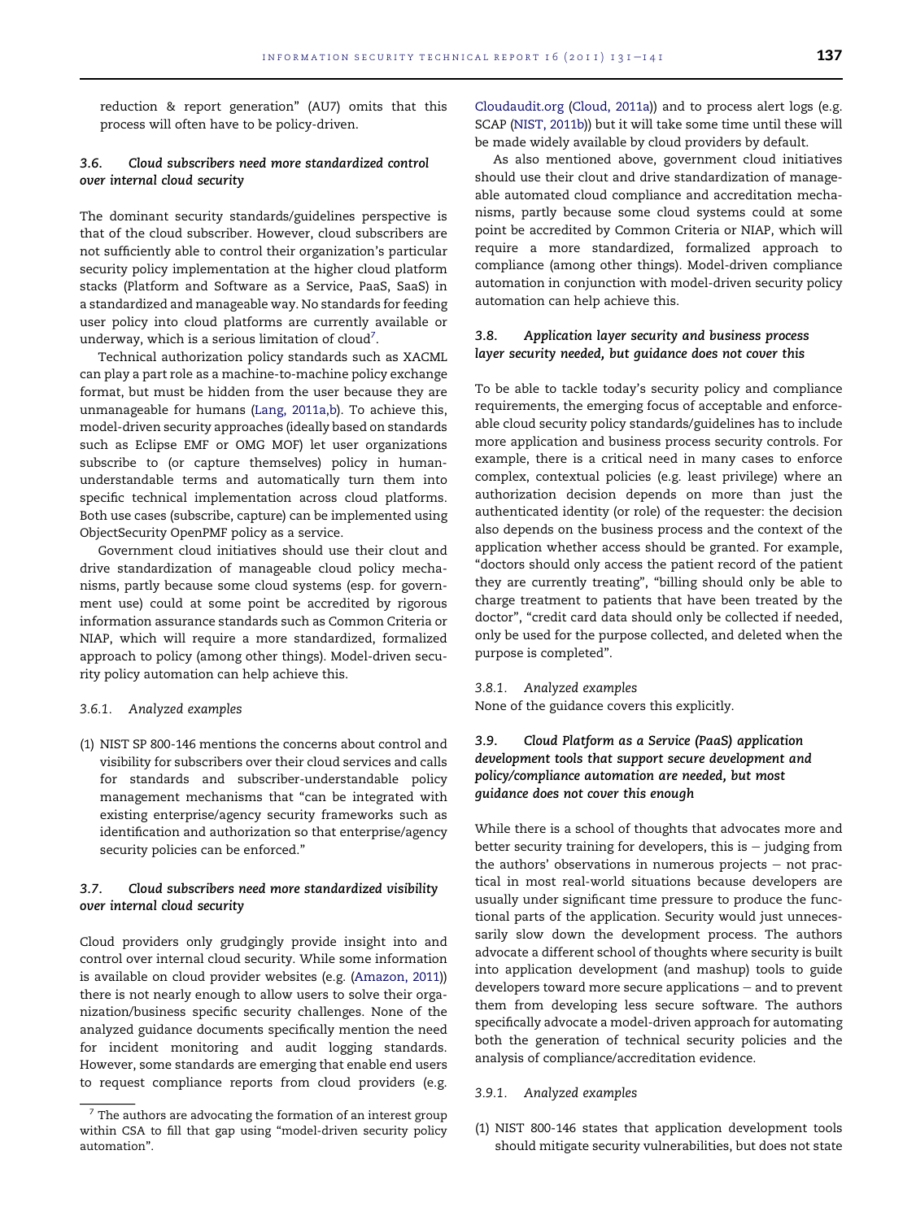reduction & report generation" (AU7) omits that this process will often have to be policy-driven.

### 3.6. Cloud subscribers need more standardized control over internal cloud security

The dominant security standards/guidelines perspective is that of the cloud subscriber. However, cloud subscribers are not sufficiently able to control their organization's particular security policy implementation at the higher cloud platform stacks (Platform and Software as a Service, PaaS, SaaS) in a standardized and manageable way. No standards for feeding user policy into cloud platforms are currently available or underway, which is a serious limitation of cloud[7].

Technical authorization policy standards such as XACML can play a part role as a machine-to-machine policy exchange format, but must be hidden from the user because they are unmanageable for humans (Lang, 2011a,b). To achieve this, model-driven security approaches (ideally based on standards such as Eclipse EMF or OMG MOF) let user organizations subscribe to (or capture themselves) policy in human-understandable terms and automatically turn them into specific technical implementation across cloud platforms. Both use cases (subscribe, capture) can be implemented using ObjectSecurity OpenPMF policy as a service.

Government cloud initiatives should use their clout and drive standardization of manageable cloud policy mechanisms, partly because some cloud systems (esp. for government use) could at some point be accredited by rigorous information assurance standards such as Common Criteria or NIAP, which will require a more standardized, formalized approach to policy (among other things). Model-driven security policy automation can help achieve this.

#### 3.6.1. Analyzed examples

(1) NIST SP 800-146 mentions the concerns about control and visibility for subscribers over their cloud services and calls for standards and subscriber-understandable policy management mechanisms that "can be integrated with existing enterprise/agency security frameworks such as identification and authorization so that enterprise/agency security policies can be enforced."

### 3.7. Cloud subscribers need more standardized visibility over internal cloud security

Cloud providers only grudgingly provide insight into and control over internal cloud security. While some information is available on cloud provider websites (e.g. (Amazon, 2011)) there is not nearly enough to allow users to solve their organization/business specific security challenges. None of the analyzed guidance documents specifically mention the need for incident monitoring and audit logging standards. However, some standards are emerging that enable end users to request compliance reports from cloud providers (e.g. Cloudaudit.org (Cloud, 2011a)) and to process alert logs (e.g. SCAP (NIST, 2011b)) but it will take some time until these will be made widely available by cloud providers by default.

As also mentioned above, government cloud initiatives should use their clout and drive standardization of manageable automated cloud compliance and accreditation mechanisms, partly because some cloud systems could at some point be accredited by Common Criteria or NIAP, which will require a more standardized, formalized approach to compliance (among other things). Model-driven compliance automation in conjunction with model-driven security policy automation can help achieve this.

### 3.8. Application layer security and business process layer security needed, but guidance does not cover this

To be able to tackle today's security policy and compliance requirements, the emerging focus of acceptable and enforceable cloud security policy standards/guidelines has to include more application and business process security controls. For example, there is a critical need in many cases to enforce complex, contextual policies (e.g. least privilege) where an authorization decision depends on more than just the authenticated identity (or role) of the requester: the decision also depends on the business process and the context of the application whether access should be granted. For example, "doctors should only access the patient record of the patient they are currently treating", "billing should only be able to charge treatment to patients that have been treated by the doctor", "credit card data should only be collected if needed, only be used for the purpose collected, and deleted when the purpose is completed".

#### 3.8.1. Analyzed examples

None of the guidance covers this explicitly.

### 3.9. Cloud Platform as a Service (PaaS) application development tools that support secure development and policy/compliance automation are needed, but most guidance does not cover this enough

While there is a school of thoughts that advocates more and better security training for developers, this is – judging from the authors' observations in numerous projects – not practical in most real-world situations because developers are usually under significant time pressure to produce the functional parts of the application. Security would just unnecessarily slow down the development process. The authors advocate a different school of thoughts where security is built into application development (and mashup) tools to guide developers toward more secure applications – and to prevent them from developing less secure software. The authors specifically advocate a model-driven approach for automating both the generation of technical security policies and the analysis of compliance/accreditation evidence.

#### 3.9.1. Analyzed examples

(1) NIST 800-146 states that application development tools should mitigate security vulnerabilities, but does not state

[7] The authors are advocating the formation of an interest group within CSA to fill that gap using "model-driven security policy automation".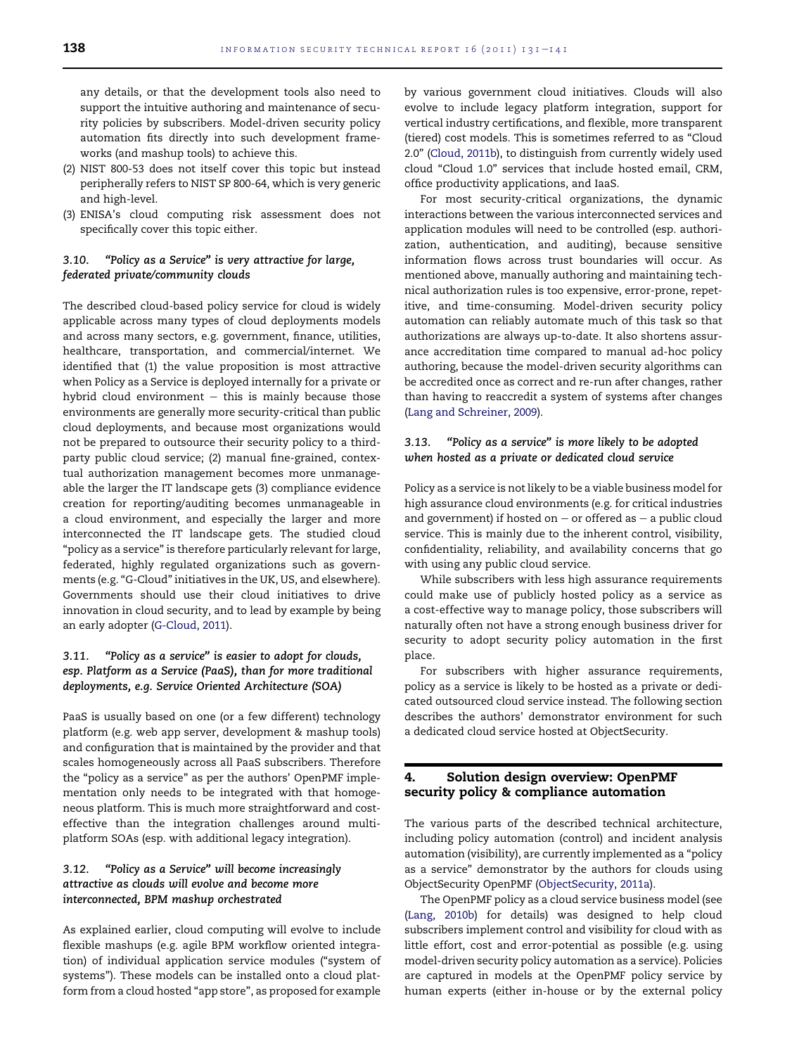any details, or that the development tools also need to support the intuitive authoring and maintenance of security policies by subscribers. Model-driven security policy automation fits directly into such development frameworks (and mashup tools) to achieve this.

(2) NIST 800-53 does not itself cover this topic but instead peripherally refers to NIST SP 800-64, which is very generic and high-level.

(3) ENISA's cloud computing risk assessment does not specifically cover this topic either.

### 3.10. *"Policy as a Service" is very attractive for large, federated private/community clouds*

The described cloud-based policy service for cloud is widely applicable across many types of cloud deployments models and across many sectors, e.g. government, finance, utilities, healthcare, transportation, and commercial/internet. We identified that (1) the value proposition is most attractive when Policy as a Service is deployed internally for a private or hybrid cloud environment – this is mainly because those environments are generally more security-critical than public cloud deployments, and because most organizations would not be prepared to outsource their security policy to a third-party public cloud service; (2) manual fine-grained, contextual authorization management becomes more unmanageable the larger the IT landscape gets (3) compliance evidence creation for reporting/auditing becomes unmanageable in a cloud environment, and especially the larger and more interconnected the IT landscape gets. The studied cloud "policy as a service" is therefore particularly relevant for large, federated, highly regulated organizations such as governments (e.g. "G-Cloud" initiatives in the UK, US, and elsewhere). Governments should use their cloud initiatives to drive innovation in cloud security, and to lead by example by being an early adopter (G-Cloud, 2011).

### 3.11. *"Policy as a service" is easier to adopt for clouds, esp. Platform as a Service (PaaS), than for more traditional deployments, e.g. Service Oriented Architecture (SOA)*

PaaS is usually based on one (or a few different) technology platform (e.g. web app server, development & mashup tools) and configuration that is maintained by the provider and that scales homogeneously across all PaaS subscribers. Therefore the "policy as a service" as per the authors' OpenPMF implementation only needs to be integrated with that homogeneous platform. This is much more straightforward and cost-effective than the integration challenges around multi-platform SOAs (esp. with additional legacy integration).

### 3.12. *"Policy as a Service" will become increasingly attractive as clouds will evolve and become more interconnected, BPM mashup orchestrated*

As explained earlier, cloud computing will evolve to include flexible mashups (e.g. agile BPM workflow oriented integration) of individual application service modules ("system of systems"). These models can be installed onto a cloud platform from a cloud hosted "app store", as proposed for example by various government cloud initiatives. Clouds will also evolve to include legacy platform integration, support for vertical industry certifications, and flexible, more transparent (tiered) cost models. This is sometimes referred to as "Cloud 2.0" (Cloud, 2011b), to distinguish from currently widely used cloud "Cloud 1.0" services that include hosted email, CRM, office productivity applications, and IaaS.

For most security-critical organizations, the dynamic interactions between the various interconnected services and application modules will need to be controlled (esp. authorization, authentication, and auditing), because sensitive information flows across trust boundaries will occur. As mentioned above, manually authoring and maintaining technical authorization rules is too expensive, error-prone, repetitive, and time-consuming. Model-driven security policy automation can reliably automate much of this task so that authorizations are always up-to-date. It also shortens assurance accreditation time compared to manual ad-hoc policy authoring, because the model-driven security algorithms can be accredited once as correct and re-run after changes, rather than having to reaccredit a system of systems after changes (Lang and Schreiner, 2009).

### 3.13. *"Policy as a service" is more likely to be adopted when hosted as a private or dedicated cloud service*

Policy as a service is not likely to be a viable business model for high assurance cloud environments (e.g. for critical industries and government) if hosted on – or offered as – a public cloud service. This is mainly due to the inherent control, visibility, confidentiality, reliability, and availability concerns that go with using any public cloud service.

While subscribers with less high assurance requirements could make use of publicly hosted policy as a service as a cost-effective way to manage policy, those subscribers will naturally often not have a strong enough business driver for security to adopt security policy automation in the first place.

For subscribers with higher assurance requirements, policy as a service is likely to be hosted as a private or dedicated outsourced cloud service instead. The following section describes the authors' demonstrator environment for such a dedicated cloud service hosted at ObjectSecurity.

## 4. Solution design overview: OpenPMF security policy & compliance automation

The various parts of the described technical architecture, including policy automation (control) and incident analysis automation (visibility), are currently implemented as a "policy as a service" demonstrator by the authors for clouds using ObjectSecurity OpenPMF (ObjectSecurity, 2011a).

The OpenPMF policy as a cloud service business model (see (Lang, 2010b) for details) was designed to help cloud subscribers implement control and visibility for cloud with as little effort, cost and error-potential as possible (e.g. using model-driven security policy automation as a service). Policies are captured in models at the OpenPMF policy service by human experts (either in-house or by the external policy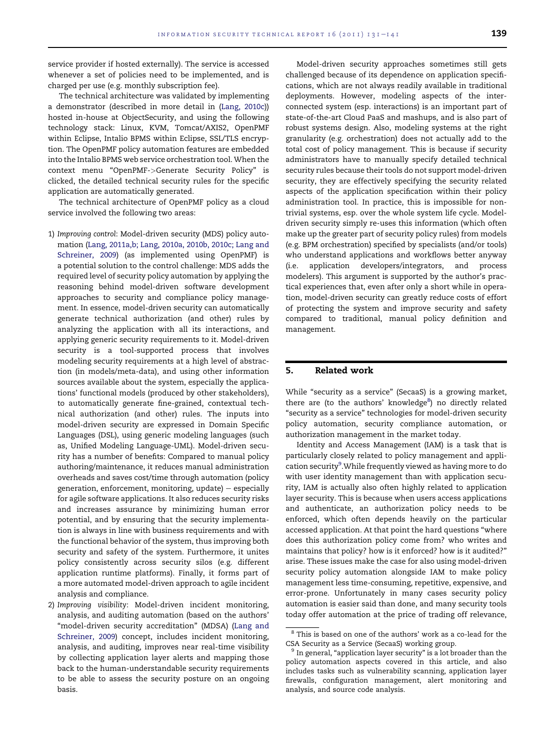service provider if hosted externally). The service is accessed whenever a set of policies need to be implemented, and is charged per use (e.g. monthly subscription fee).

The technical architecture was validated by implementing a demonstrator (described in more detail in (Lang, 2010c)) hosted in-house at ObjectSecurity, and using the following technology stack: Linux, KVM, Tomcat/AXIS2, OpenPMF within Eclipse, Intalio BPMS within Eclipse, SSL/TLS encryption. The OpenPMF policy automation features are embedded into the Intalio BPMS web service orchestration tool. When the context menu "OpenPMF->Generate Security Policy" is clicked, the detailed technical security rules for the specific application are automatically generated.

The technical architecture of OpenPMF policy as a cloud service involved the following two areas:

1) *Improving control*: Model-driven security (MDS) policy automation (Lang, 2011a,b; Lang, 2010a, 2010b, 2010c; Lang and Schreiner, 2009) (as implemented using OpenPMF) is a potential solution to the control challenge: MDS adds the required level of security policy automation by applying the reasoning behind model-driven software development approaches to security and compliance policy management. In essence, model-driven security can automatically generate technical authorization (and other) rules by analyzing the application with all its interactions, and applying generic security requirements to it. Model-driven security is a tool-supported process that involves modeling security requirements at a high level of abstraction (in models/meta-data), and using other information sources available about the system, especially the applications' functional models (produced by other stakeholders), to automatically generate fine-grained, contextual technical authorization (and other) rules. The inputs into model-driven security are expressed in Domain Specific Languages (DSL), using generic modeling languages (such as, Unified Modeling Language-UML). Model-driven security has a number of benefits: Compared to manual policy authoring/maintenance, it reduces manual administration overheads and saves cost/time through automation (policy generation, enforcement, monitoring, update) – especially for agile software applications. It also reduces security risks and increases assurance by minimizing human error potential, and by ensuring that the security implementation is always in line with business requirements and with the functional behavior of the system, thus improving both security and safety of the system. Furthermore, it unites policy consistently across security silos (e.g. different application runtime platforms). Finally, it forms part of a more automated model-driven approach to agile incident analysis and compliance.
2) *Improving visibility*: Model-driven incident monitoring, analysis, and auditing automation (based on the authors' "model-driven security accreditation" (MDSA) (Lang and Schreiner, 2009) concept, includes incident monitoring, analysis, and auditing, improves near real-time visibility by collecting application layer alerts and mapping those back to the human-understandable security requirements to be able to assess the security posture on an ongoing basis.

Model-driven security approaches sometimes still gets challenged because of its dependence on application specifications, which are not always readily available in traditional deployments. However, modeling aspects of the interconnected system (esp. interactions) is an important part of state-of-the-art Cloud PaaS and mashups, and is also part of robust systems design. Also, modeling systems at the right granularity (e.g. orchestration) does not actually add to the total cost of policy management. This is because if security administrators have to manually specify detailed technical security rules because their tools do not support model-driven security, they are effectively specifying the security related aspects of the application specification within their policy administration tool. In practice, this is impossible for non-trivial systems, esp. over the whole system life cycle. Model-driven security simply re-uses this information (which often make up the greater part of security policy rules) from models (e.g. BPM orchestration) specified by specialists (and/or tools) who understand applications and workflows better anyway (i.e. application developers/integrators, and process modelers). This argument is supported by the author's practical experiences that, even after only a short while in operation, model-driven security can greatly reduce costs of effort of protecting the system and improve security and safety compared to traditional, manual policy definition and management.

## 5. Related work

While "security as a service" (SecaaS) is a growing market, there are (to the authors' knowledge[8]) no directly related "security as a service" technologies for model-driven security policy automation, security compliance automation, or authorization management in the market today.

Identity and Access Management (IAM) is a task that is particularly closely related to policy management and application security[9]. While frequently viewed as having more to do with user identity management than with application security, IAM is actually also often highly related to application layer security. This is because when users access applications and authenticate, an authorization policy needs to be enforced, which often depends heavily on the particular accessed application. At that point the hard questions "where does this authorization policy come from? who writes and maintains that policy? how is it enforced? how is it audited?" arise. These issues make the case for also using model-driven security policy automation alongside IAM to make policy management less time-consuming, repetitive, expensive, and error-prone. Unfortunately in many cases security policy automation is easier said than done, and many security tools today offer automation at the price of trading off relevance,

[8] This is based on one of the authors' work as a co-lead for the CSA Security as a Service (SecaaS) working group.

[9] In general, "application layer security" is a lot broader than the policy automation aspects covered in this article, and also includes tasks such as vulnerability scanning, application layer firewalls, configuration management, alert monitoring and analysis, and source code analysis.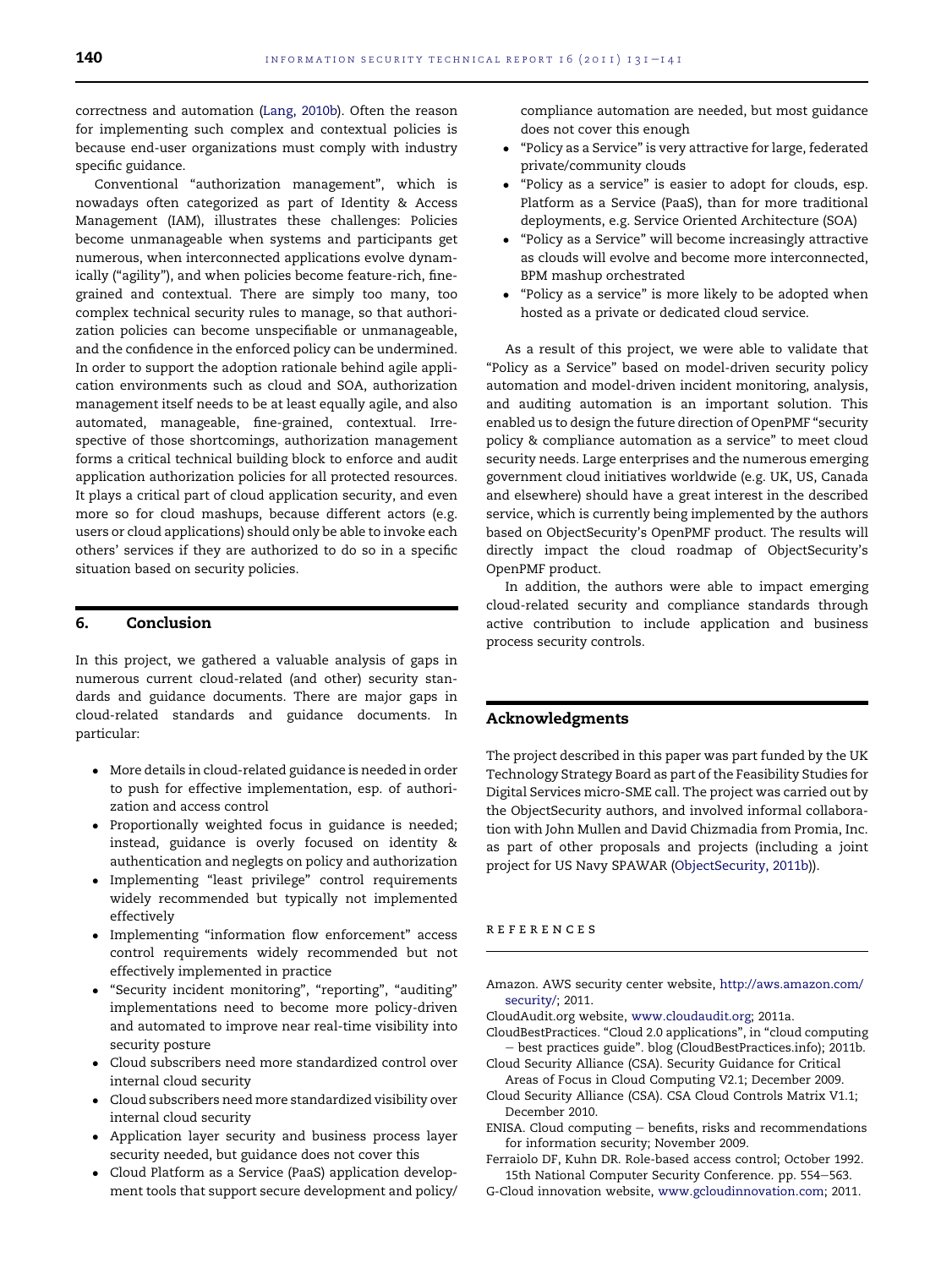correctness and automation (Lang, 2010b). Often the reason for implementing such complex and contextual policies is because end-user organizations must comply with industry specific guidance.

Conventional "authorization management", which is nowadays often categorized as part of Identity & Access Management (IAM), illustrates these challenges: Policies become unmanageable when systems and participants get numerous, when interconnected applications evolve dynamically ("agility"), and when policies become feature-rich, fine-grained and contextual. There are simply too many, too complex technical security rules to manage, so that authorization policies can become unspecifiable or unmanageable, and the confidence in the enforced policy can be undermined. In order to support the adoption rationale behind agile application environments such as cloud and SOA, authorization management itself needs to be at least equally agile, and also automated, manageable, fine-grained, contextual. Irrespective of those shortcomings, authorization management forms a critical technical building block to enforce and audit application authorization policies for all protected resources. It plays a critical part of cloud application security, and even more so for cloud mashups, because different actors (e.g. users or cloud applications) should only be able to invoke each others' services if they are authorized to do so in a specific situation based on security policies.

## 6. Conclusion

In this project, we gathered a valuable analysis of gaps in numerous current cloud-related (and other) security standards and guidance documents. There are major gaps in cloud-related standards and guidance documents. In particular:

- More details in cloud-related guidance is needed in order to push for effective implementation, esp. of authorization and access control
- Proportionally weighted focus in guidance is needed; instead, guidance is overly focused on identity & authentication and neglegts on policy and authorization
- Implementing "least privilege" control requirements widely recommended but typically not implemented effectively
- Implementing "information flow enforcement" access control requirements widely recommended but not effectively implemented in practice
- "Security incident monitoring", "reporting", "auditing" implementations need to become more policy-driven and automated to improve near real-time visibility into security posture
- Cloud subscribers need more standardized control over internal cloud security
- Cloud subscribers need more standardized visibility over internal cloud security
- Application layer security and business process layer security needed, but guidance does not cover this
- Cloud Platform as a Service (PaaS) application development tools that support secure development and policy/compliance automation are needed, but most guidance does not cover this enough
- "Policy as a Service" is very attractive for large, federated private/community clouds
- "Policy as a service" is easier to adopt for clouds, esp. Platform as a Service (PaaS), than for more traditional deployments, e.g. Service Oriented Architecture (SOA)
- "Policy as a Service" will become increasingly attractive as clouds will evolve and become more interconnected, BPM mashup orchestrated
- "Policy as a service" is more likely to be adopted when hosted as a private or dedicated cloud service.

As a result of this project, we were able to validate that "Policy as a Service" based on model-driven security policy automation and model-driven incident monitoring, analysis, and auditing automation is an important solution. This enabled us to design the future direction of OpenPMF "security policy & compliance automation as a service" to meet cloud security needs. Large enterprises and the numerous emerging government cloud initiatives worldwide (e.g. UK, US, Canada and elsewhere) should have a great interest in the described service, which is currently being implemented by the authors based on ObjectSecurity's OpenPMF product. The results will directly impact the cloud roadmap of ObjectSecurity's OpenPMF product.

In addition, the authors were able to impact emerging cloud-related security and compliance standards through active contribution to include application and business process security controls.

## Acknowledgments

The project described in this paper was part funded by the UK Technology Strategy Board as part of the Feasibility Studies for Digital Services micro-SME call. The project was carried out by the ObjectSecurity authors, and involved informal collaboration with John Mullen and David Chizmadia from Promia, Inc. as part of other proposals and projects (including a joint project for US Navy SPAWAR (ObjectSecurity, 2011b)).

## REFERENCES

Amazon. AWS security center website, http://aws.amazon.com/security/; 2011.

CloudAudit.org website, www.cloudaudit.org; 2011a.

CloudBestPractices. "Cloud 2.0 applications", in "cloud computing – best practices guide". blog (CloudBestPractices.info); 2011b.

Cloud Security Alliance (CSA). Security Guidance for Critical Areas of Focus in Cloud Computing V2.1; December 2009.

Cloud Security Alliance (CSA). CSA Cloud Controls Matrix V1.1; December 2010.

ENISA. Cloud computing – benefits, risks and recommendations for information security; November 2009.

Ferraiolo DF, Kuhn DR. Role-based access control; October 1992. 15th National Computer Security Conference. pp. 554–563.

G-Cloud innovation website, www.gcloudinnovation.com; 2011.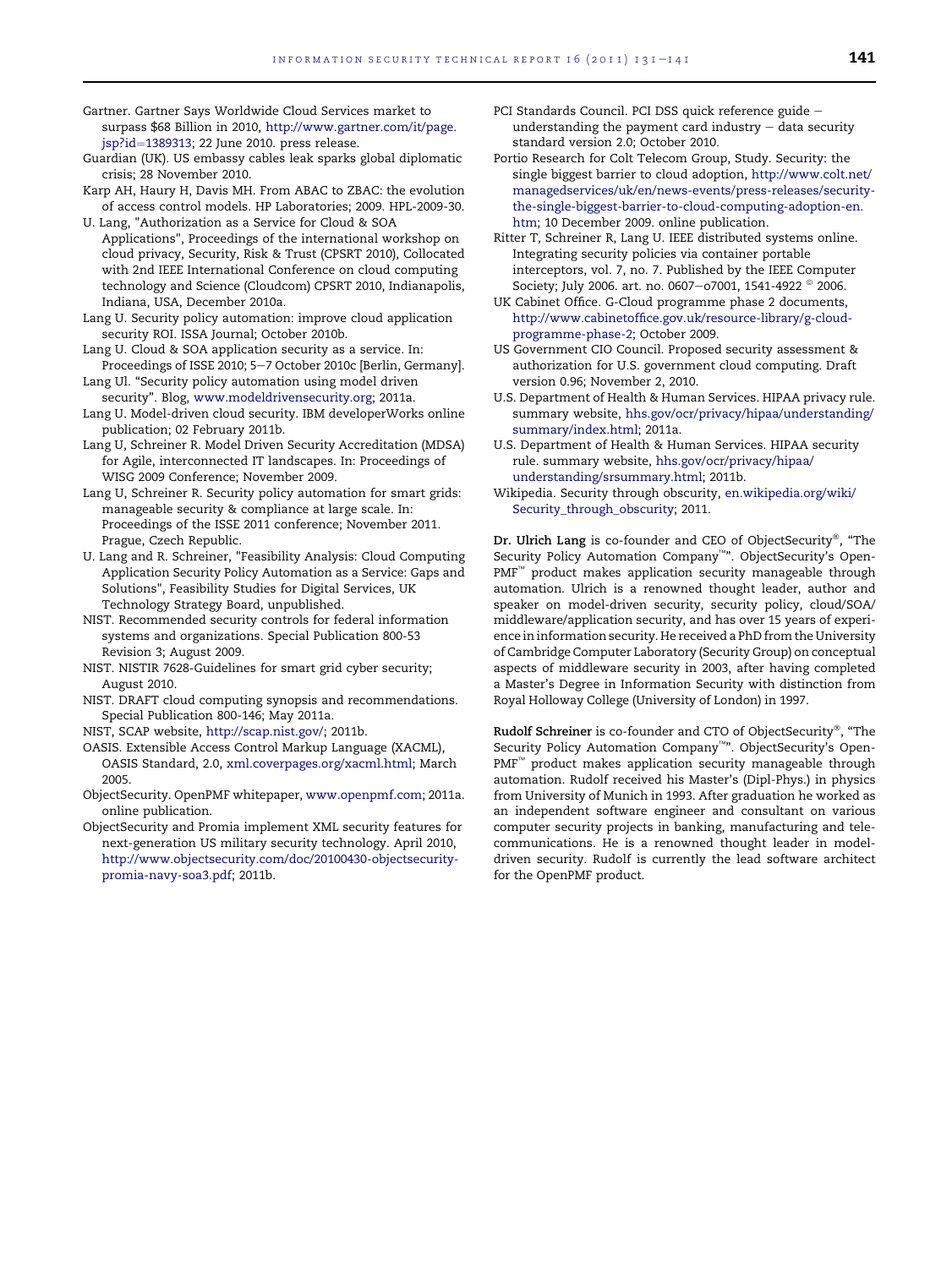Gartner. Gartner Says Worldwide Cloud Services market to surpass $68 Billion in 2010, http://www.gartner.com/it/page.jsp?id=1389313; 22 June 2010. press release.

Guardian (UK). US embassy cables leak sparks global diplomatic crisis; 28 November 2010.

Karp AH, Haury H, Davis MH. From ABAC to ZBAC: the evolution of access control models. HP Laboratories; 2009. HPL-2009-30.

U. Lang, "Authorization as a Service for Cloud & SOA Applications", Proceedings of the international workshop on cloud privacy, Security, Risk & Trust (CPSRT 2010), Collocated with 2nd IEEE International Conference on cloud computing technology and Science (Cloudcom) CPSRT 2010, Indianapolis, Indiana, USA, December 2010a.

Lang U. Security policy automation: improve cloud application security ROI. ISSA Journal; October 2010b.

Lang U. Cloud & SOA application security as a service. In: Proceedings of ISSE 2010; 5–7 October 2010c [Berlin, Germany].

Lang Ul. "Security policy automation using model driven security". Blog, www.modeldrivensecurity.org; 2011a.

Lang U. Model-driven cloud security. IBM developerWorks online publication; 02 February 2011b.

Lang U, Schreiner R. Model Driven Security Accreditation (MDSA) for Agile, interconnected IT landscapes. In: Proceedings of WISG 2009 Conference; November 2009.

Lang U, Schreiner R. Security policy automation for smart grids: manageable security & compliance at large scale. In: Proceedings of the ISSE 2011 conference; November 2011. Prague, Czech Republic.

U. Lang and R. Schreiner, "Feasibility Analysis: Cloud Computing Application Security Policy Automation as a Service: Gaps and Solutions", Feasibility Studies for Digital Services, UK Technology Strategy Board, unpublished.

NIST. Recommended security controls for federal information systems and organizations. Special Publication 800-53 Revision 3; August 2009.

NIST. NISTIR 7628-Guidelines for smart grid cyber security; August 2010.

NIST. DRAFT cloud computing synopsis and recommendations. Special Publication 800-146; May 2011a.

NIST, SCAP website, http://scap.nist.gov/; 2011b.

OASIS. Extensible Access Control Markup Language (XACML), OASIS Standard, 2.0, xml.coverpages.org/xacml.html; March 2005.

ObjectSecurity. OpenPMF whitepaper, www.openpmf.com; 2011a. online publication.

ObjectSecurity and Promia implement XML security features for next-generation US military security technology. April 2010, http://www.objectsecurity.com/doc/20100430-objectsecurity-promia-navy-soa3.pdf; 2011b.

PCI Standards Council. PCI DSS quick reference guide – understanding the payment card industry – data security standard version 2.0; October 2010.

Portio Research for Colt Telecom Group, Study. Security: the single biggest barrier to cloud adoption, http://www.colt.net/managedservices/uk/en/news-events/press-releases/security-the-single-biggest-barrier-to-cloud-computing-adoption-en.htm; 10 December 2009. online publication.

Ritter T, Schreiner R, Lang U. IEEE distributed systems online. Integrating security policies via container portable interceptors, vol. 7, no. 7. Published by the IEEE Computer Society; July 2006. art. no. 0607–o7001, 1541-4922 © 2006.

UK Cabinet Office. G-Cloud programme phase 2 documents, http://www.cabinetoffice.gov.uk/resource-library/g-cloud-programme-phase-2; October 2009.

US Government CIO Council. Proposed security assessment & authorization for U.S. government cloud computing. Draft version 0.96; November 2, 2010.

U.S. Department of Health & Human Services. HIPAA privacy rule. summary website, hhs.gov/ocr/privacy/hipaa/understanding/summary/index.html; 2011a.

U.S. Department of Health & Human Services. HIPAA security rule. summary website, hhs.gov/ocr/privacy/hipaa/understanding/srsummary.html; 2011b.

Wikipedia. Security through obscurity, en.wikipedia.org/wiki/Security_through_obscurity; 2011.

**Dr. Ulrich Lang** is co-founder and CEO of ObjectSecurity®, "The Security Policy Automation Company™". ObjectSecurity's OpenPMF™ product makes application security manageable through automation. Ulrich is a renowned thought leader, author and speaker on model-driven security, security policy, cloud/SOA/middleware/application security, and has over 15 years of experience in information security. He received a PhD from the University of Cambridge Computer Laboratory (Security Group) on conceptual aspects of middleware security in 2003, after having completed a Master's Degree in Information Security with distinction from Royal Holloway College (University of London) in 1997.

**Rudolf Schreiner** is co-founder and CTO of ObjectSecurity®, "The Security Policy Automation Company™". ObjectSecurity's OpenPMF™ product makes application security manageable through automation. Rudolf received his Master's (Dipl-Phys.) in physics from University of Munich in 1993. After graduation he worked as an independent software engineer and consultant on various computer security projects in banking, manufacturing and telecommunications. He is a renowned thought leader in model-driven security. Rudolf is currently the lead software architect for the OpenPMF product.